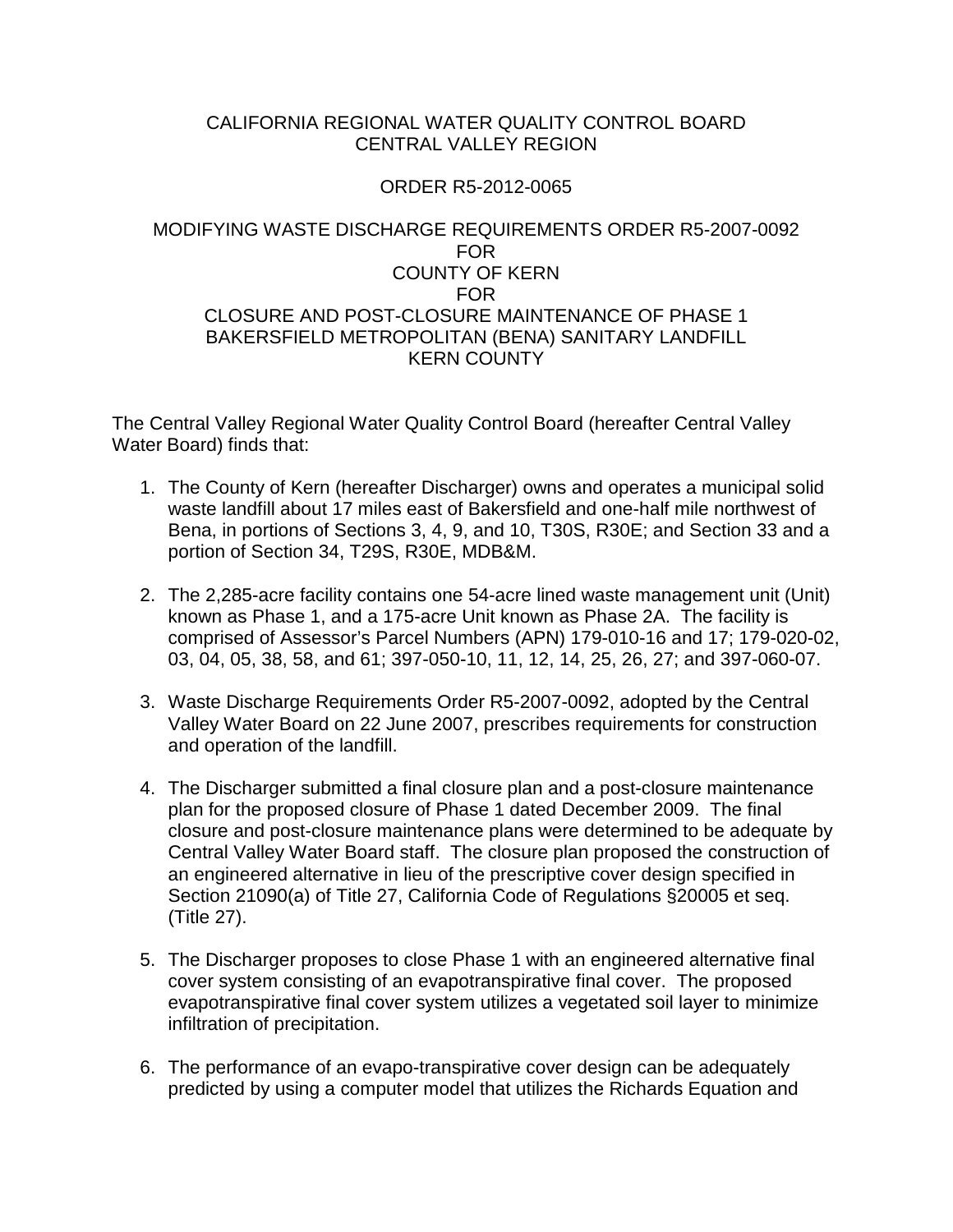CALIFORNIA REGIONAL WATER QUALITY CONTROL BOARD
CENTRAL VALLEY REGION

ORDER R5-2012-0065

MODIFYING WASTE DISCHARGE REQUIREMENTS ORDER R5-2007-0092
FOR
COUNTY OF KERN
FOR
CLOSURE AND POST-CLOSURE MAINTENANCE OF PHASE 1
BAKERSFIELD METROPOLITAN (BENA) SANITARY LANDFILL
KERN COUNTY

The Central Valley Regional Water Quality Control Board (hereafter Central Valley Water Board) finds that:

1. The County of Kern (hereafter Discharger) owns and operates a municipal solid waste landfill about 17 miles east of Bakersfield and one-half mile northwest of Bena, in portions of Sections 3, 4, 9, and 10, T30S, R30E; and Section 33 and a portion of Section 34, T29S, R30E, MDB&M.

2. The 2,285-acre facility contains one 54-acre lined waste management unit (Unit) known as Phase 1, and a 175-acre Unit known as Phase 2A. The facility is comprised of Assessor's Parcel Numbers (APN) 179-010-16 and 17; 179-020-02, 03, 04, 05, 38, 58, and 61; 397-050-10, 11, 12, 14, 25, 26, 27; and 397-060-07.

3. Waste Discharge Requirements Order R5-2007-0092, adopted by the Central Valley Water Board on 22 June 2007, prescribes requirements for construction and operation of the landfill.

4. The Discharger submitted a final closure plan and a post-closure maintenance plan for the proposed closure of Phase 1 dated December 2009. The final closure and post-closure maintenance plans were determined to be adequate by Central Valley Water Board staff. The closure plan proposed the construction of an engineered alternative in lieu of the prescriptive cover design specified in Section 21090(a) of Title 27, California Code of Regulations §20005 et seq. (Title 27).

5. The Discharger proposes to close Phase 1 with an engineered alternative final cover system consisting of an evapotranspirative final cover. The proposed evapotranspirative final cover system utilizes a vegetated soil layer to minimize infiltration of precipitation.

6. The performance of an evapo-transpirative cover design can be adequately predicted by using a computer model that utilizes the Richards Equation and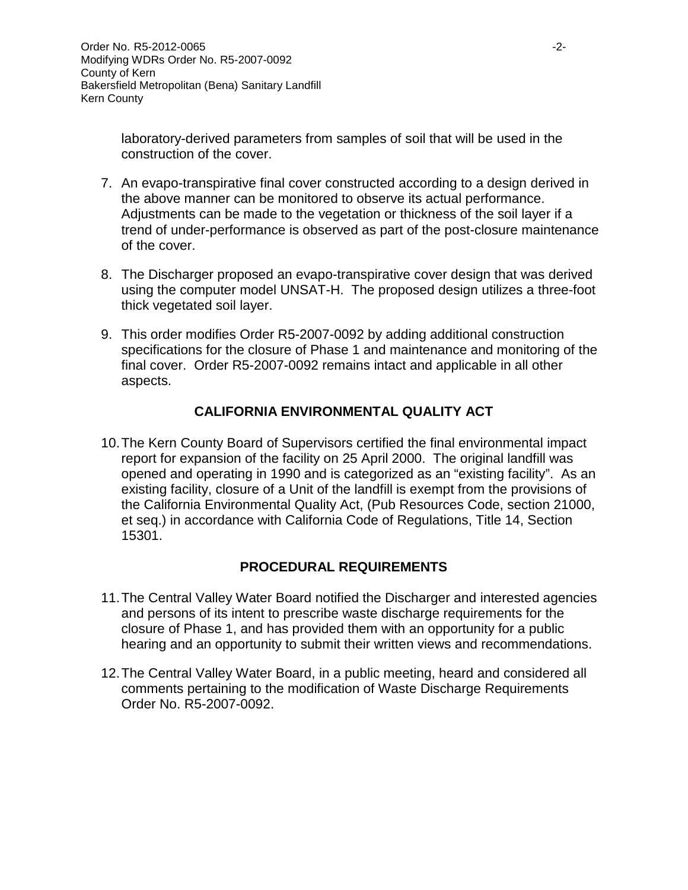laboratory-derived parameters from samples of soil that will be used in the construction of the cover.

7. An evapo-transpirative final cover constructed according to a design derived in the above manner can be monitored to observe its actual performance. Adjustments can be made to the vegetation or thickness of the soil layer if a trend of under-performance is observed as part of the post-closure maintenance of the cover.

8. The Discharger proposed an evapo-transpirative cover design that was derived using the computer model UNSAT-H. The proposed design utilizes a three-foot thick vegetated soil layer.

9. This order modifies Order R5-2007-0092 by adding additional construction specifications for the closure of Phase 1 and maintenance and monitoring of the final cover. Order R5-2007-0092 remains intact and applicable in all other aspects.

## CALIFORNIA ENVIRONMENTAL QUALITY ACT

10. The Kern County Board of Supervisors certified the final environmental impact report for expansion of the facility on 25 April 2000. The original landfill was opened and operating in 1990 and is categorized as an "existing facility". As an existing facility, closure of a Unit of the landfill is exempt from the provisions of the California Environmental Quality Act, (Pub Resources Code, section 21000, et seq.) in accordance with California Code of Regulations, Title 14, Section 15301.

## PROCEDURAL REQUIREMENTS

11. The Central Valley Water Board notified the Discharger and interested agencies and persons of its intent to prescribe waste discharge requirements for the closure of Phase 1, and has provided them with an opportunity for a public hearing and an opportunity to submit their written views and recommendations.

12. The Central Valley Water Board, in a public meeting, heard and considered all comments pertaining to the modification of Waste Discharge Requirements Order No. R5-2007-0092.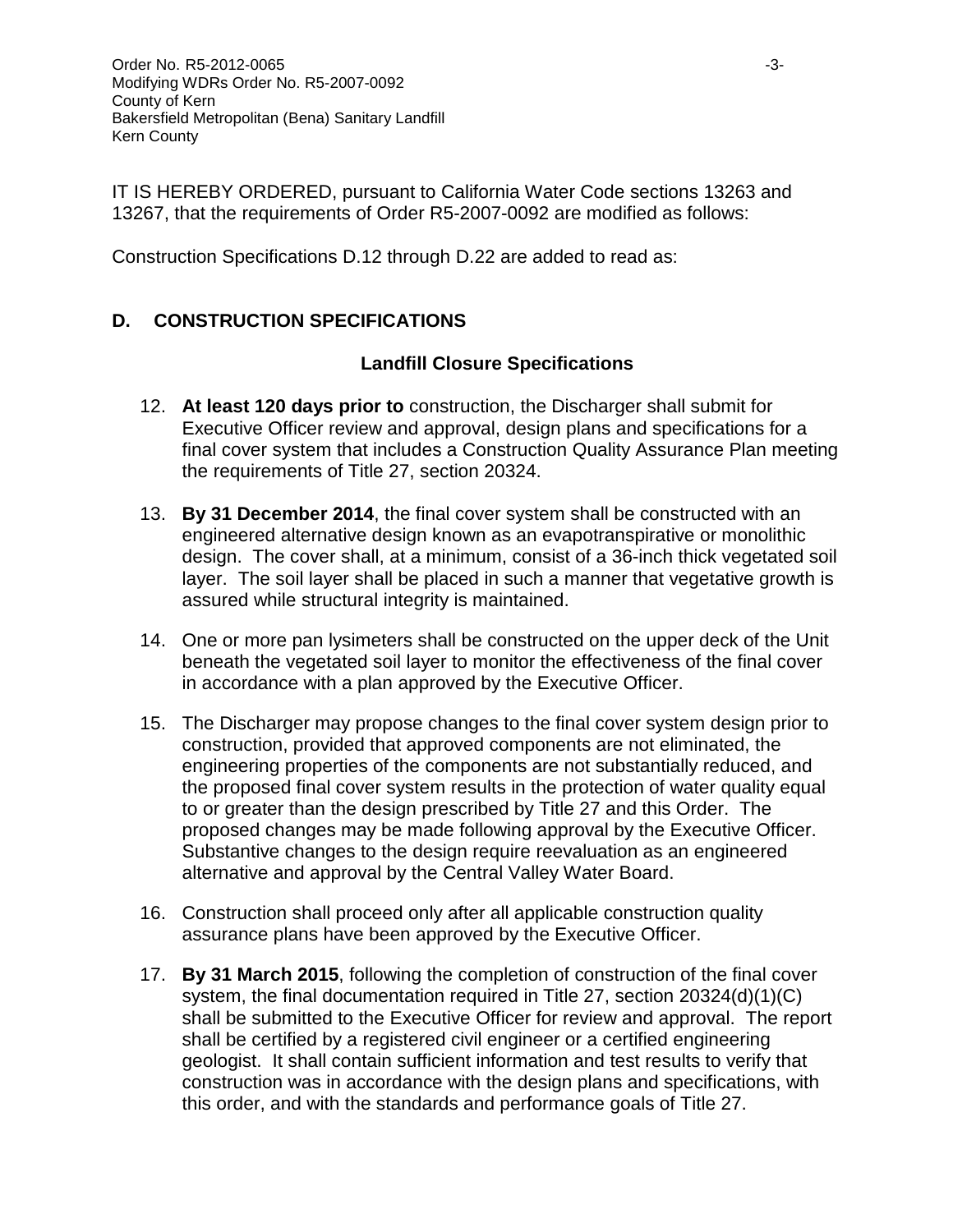IT IS HEREBY ORDERED, pursuant to California Water Code sections 13263 and 13267, that the requirements of Order R5-2007-0092 are modified as follows:

Construction Specifications D.12 through D.22 are added to read as:

## D. CONSTRUCTION SPECIFICATIONS

### Landfill Closure Specifications

12. **At least 120 days prior to** construction, the Discharger shall submit for Executive Officer review and approval, design plans and specifications for a final cover system that includes a Construction Quality Assurance Plan meeting the requirements of Title 27, section 20324.

13. **By 31 December 2014**, the final cover system shall be constructed with an engineered alternative design known as an evapotranspirative or monolithic design. The cover shall, at a minimum, consist of a 36-inch thick vegetated soil layer. The soil layer shall be placed in such a manner that vegetative growth is assured while structural integrity is maintained.

14. One or more pan lysimeters shall be constructed on the upper deck of the Unit beneath the vegetated soil layer to monitor the effectiveness of the final cover in accordance with a plan approved by the Executive Officer.

15. The Discharger may propose changes to the final cover system design prior to construction, provided that approved components are not eliminated, the engineering properties of the components are not substantially reduced, and the proposed final cover system results in the protection of water quality equal to or greater than the design prescribed by Title 27 and this Order. The proposed changes may be made following approval by the Executive Officer. Substantive changes to the design require reevaluation as an engineered alternative and approval by the Central Valley Water Board.

16. Construction shall proceed only after all applicable construction quality assurance plans have been approved by the Executive Officer.

17. **By 31 March 2015**, following the completion of construction of the final cover system, the final documentation required in Title 27, section 20324(d)(1)(C) shall be submitted to the Executive Officer for review and approval. The report shall be certified by a registered civil engineer or a certified engineering geologist. It shall contain sufficient information and test results to verify that construction was in accordance with the design plans and specifications, with this order, and with the standards and performance goals of Title 27.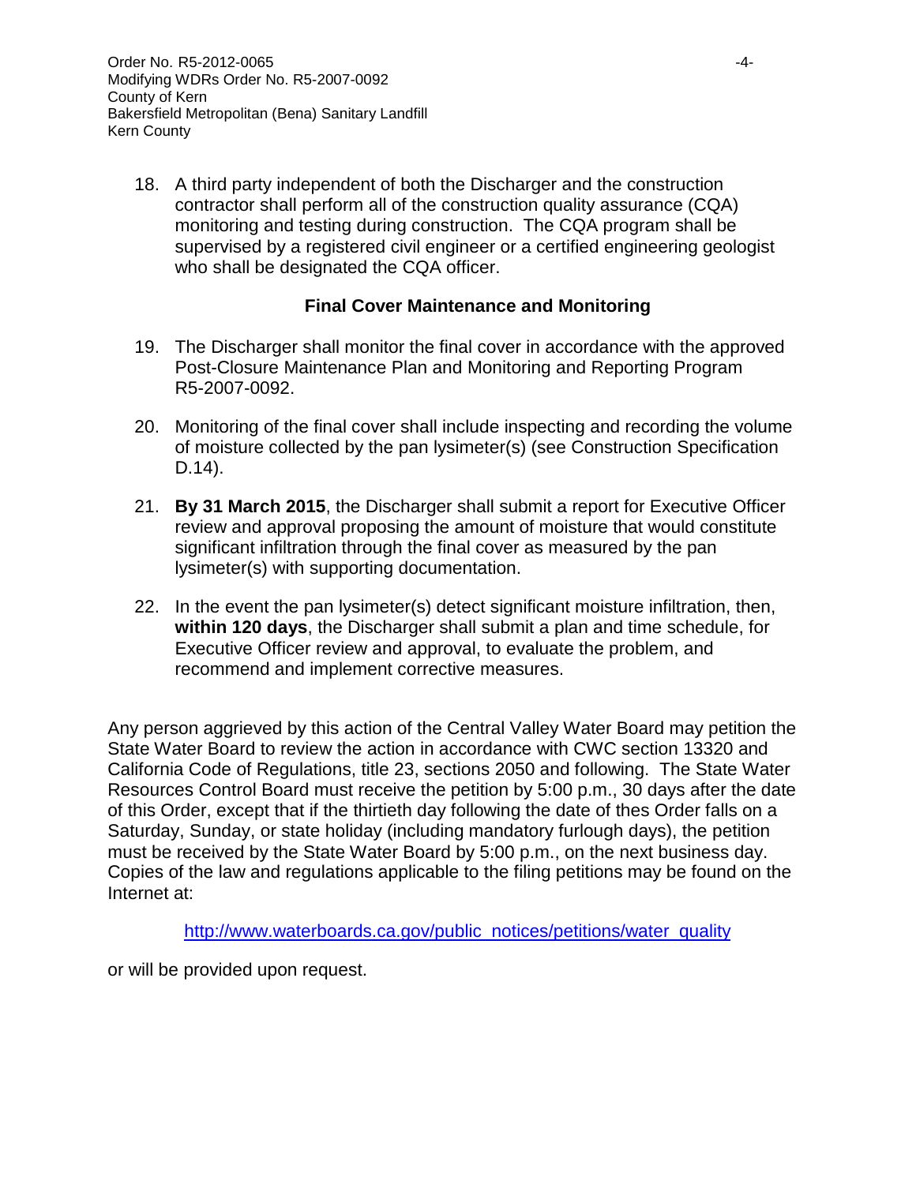18. A third party independent of both the Discharger and the construction contractor shall perform all of the construction quality assurance (CQA) monitoring and testing during construction. The CQA program shall be supervised by a registered civil engineer or a certified engineering geologist who shall be designated the CQA officer.

### Final Cover Maintenance and Monitoring

19. The Discharger shall monitor the final cover in accordance with the approved Post-Closure Maintenance Plan and Monitoring and Reporting Program R5-2007-0092.

20. Monitoring of the final cover shall include inspecting and recording the volume of moisture collected by the pan lysimeter(s) (see Construction Specification D.14).

21. **By 31 March 2015**, the Discharger shall submit a report for Executive Officer review and approval proposing the amount of moisture that would constitute significant infiltration through the final cover as measured by the pan lysimeter(s) with supporting documentation.

22. In the event the pan lysimeter(s) detect significant moisture infiltration, then, **within 120 days**, the Discharger shall submit a plan and time schedule, for Executive Officer review and approval, to evaluate the problem, and recommend and implement corrective measures.

Any person aggrieved by this action of the Central Valley Water Board may petition the State Water Board to review the action in accordance with CWC section 13320 and California Code of Regulations, title 23, sections 2050 and following. The State Water Resources Control Board must receive the petition by 5:00 p.m., 30 days after the date of this Order, except that if the thirtieth day following the date of thes Order falls on a Saturday, Sunday, or state holiday (including mandatory furlough days), the petition must be received by the State Water Board by 5:00 p.m., on the next business day. Copies of the law and regulations applicable to the filing petitions may be found on the Internet at:

http://www.waterboards.ca.gov/public_notices/petitions/water_quality

or will be provided upon request.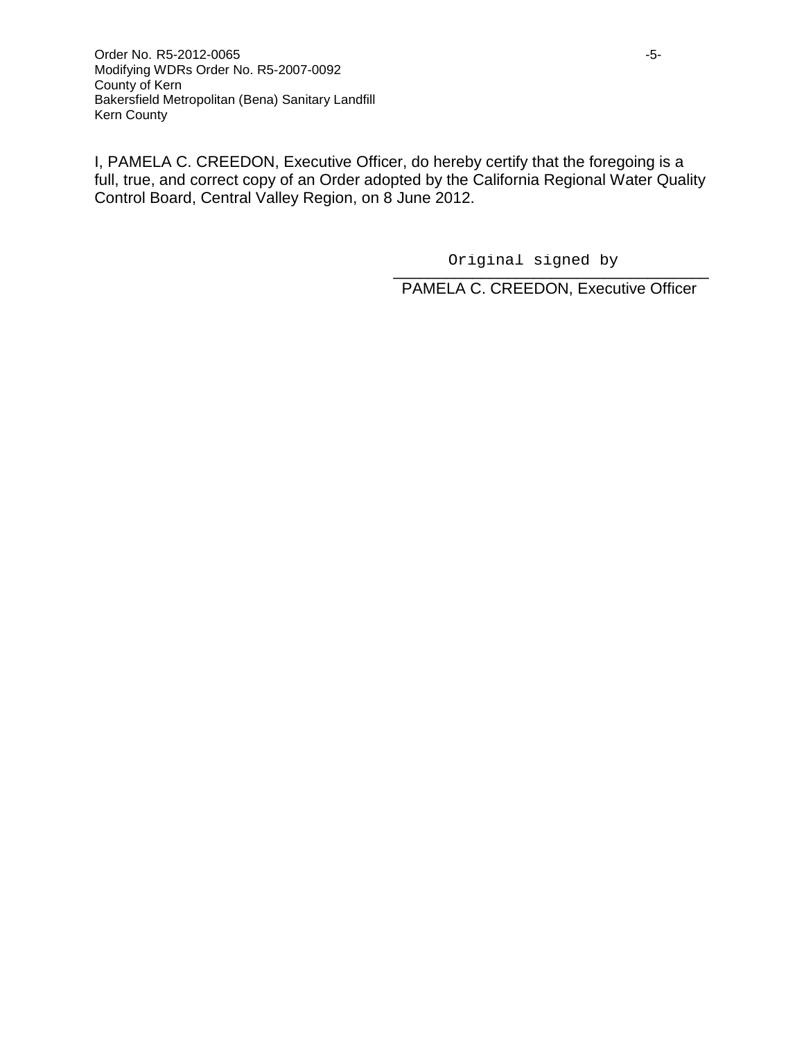I, PAMELA C. CREEDON, Executive Officer, do hereby certify that the foregoing is a full, true, and correct copy of an Order adopted by the California Regional Water Quality Control Board, Central Valley Region, on 8 June 2012.

Original signed by

PAMELA C. CREEDON, Executive Officer